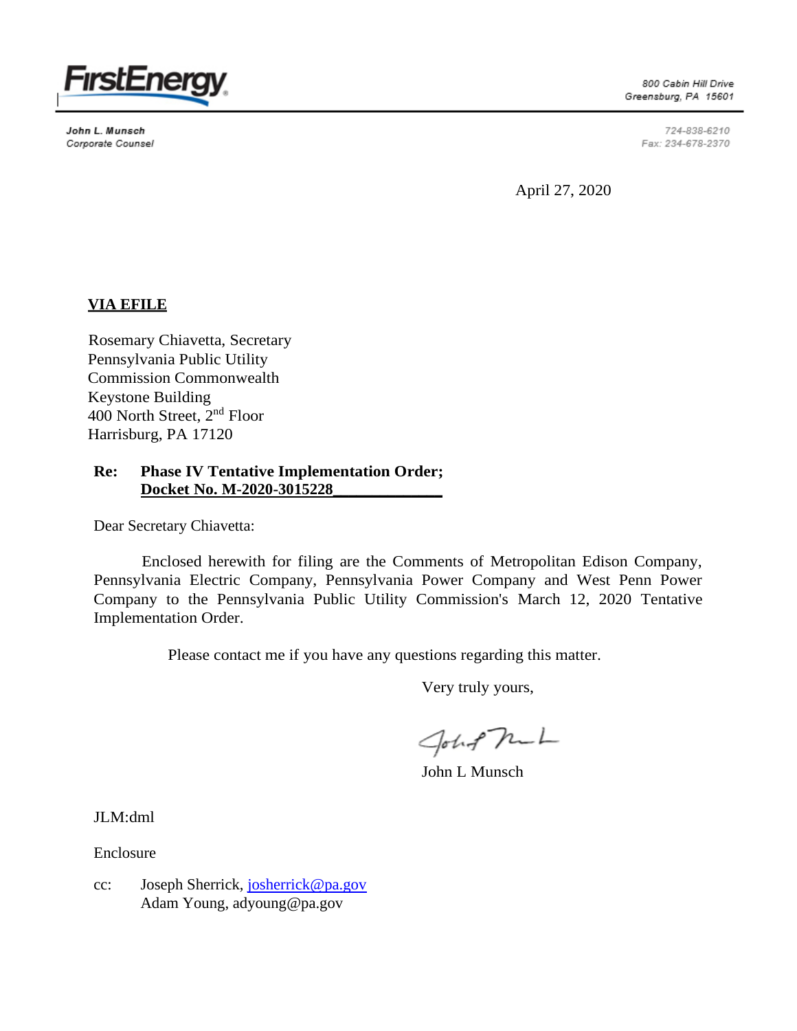FirstEnergy

800 Cabin Hill Drive
Greensburg, PA 15601

John L. Munsch
Corporate Counsel

724-838-6210
Fax: 234-678-2370

April 27, 2020

**VIA EFILE**

Rosemary Chiavetta, Secretary
Pennsylvania Public Utility
Commission Commonwealth
Keystone Building
400 North Street, 2nd Floor
Harrisburg, PA 17120

**Re: Phase IV Tentative Implementation Order;**
**Docket No. M-2020-3015228**

Dear Secretary Chiavetta:

Enclosed herewith for filing are the Comments of Metropolitan Edison Company, Pennsylvania Electric Company, Pennsylvania Power Company and West Penn Power Company to the Pennsylvania Public Utility Commission's March 12, 2020 Tentative Implementation Order.

Please contact me if you have any questions regarding this matter.

Very truly yours,

John L Munsch

JLM:dml

Enclosure

cc: Joseph Sherrick, josherrick@pa.gov
Adam Young, adyoung@pa.gov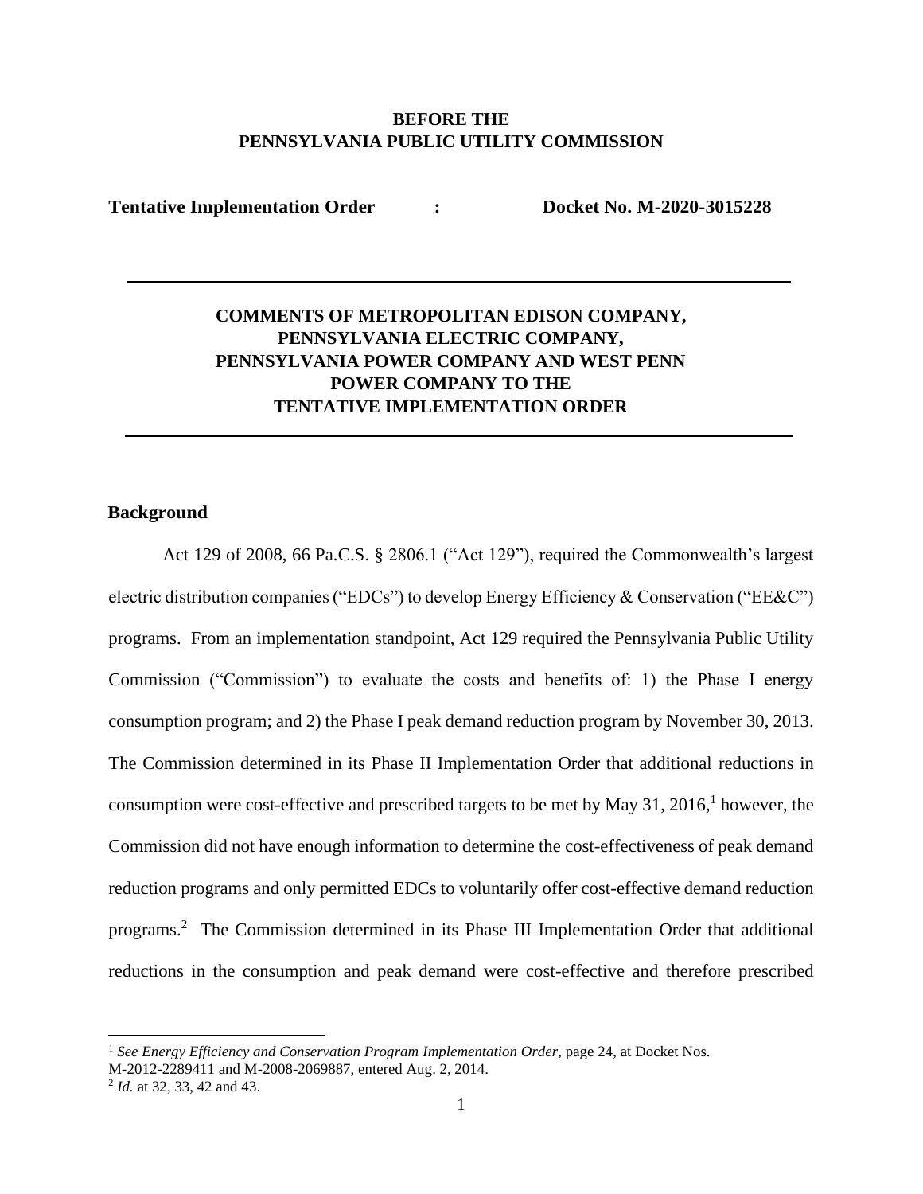**BEFORE THE**
**PENNSYLVANIA PUBLIC UTILITY COMMISSION**

**Tentative Implementation Order** **:** **Docket No. M-2020-3015228**

---

# COMMENTS OF METROPOLITAN EDISON COMPANY, PENNSYLVANIA ELECTRIC COMPANY, PENNSYLVANIA POWER COMPANY AND WEST PENN POWER COMPANY TO THE TENTATIVE IMPLEMENTATION ORDER

---

## Background

Act 129 of 2008, 66 Pa.C.S. § 2806.1 ("Act 129"), required the Commonwealth's largest electric distribution companies ("EDCs") to develop Energy Efficiency & Conservation ("EE&C") programs. From an implementation standpoint, Act 129 required the Pennsylvania Public Utility Commission ("Commission") to evaluate the costs and benefits of: 1) the Phase I energy consumption program; and 2) the Phase I peak demand reduction program by November 30, 2013. The Commission determined in its Phase II Implementation Order that additional reductions in consumption were cost-effective and prescribed targets to be met by May 31, 2016,[1] however, the Commission did not have enough information to determine the cost-effectiveness of peak demand reduction programs and only permitted EDCs to voluntarily offer cost-effective demand reduction programs.[2] The Commission determined in its Phase III Implementation Order that additional reductions in the consumption and peak demand were cost-effective and therefore prescribed

---

[1] *See Energy Efficiency and Conservation Program Implementation Order*, page 24, at Docket Nos. M-2012-2289411 and M-2008-2069887, entered Aug. 2, 2014.

[2] *Id.* at 32, 33, 42 and 43.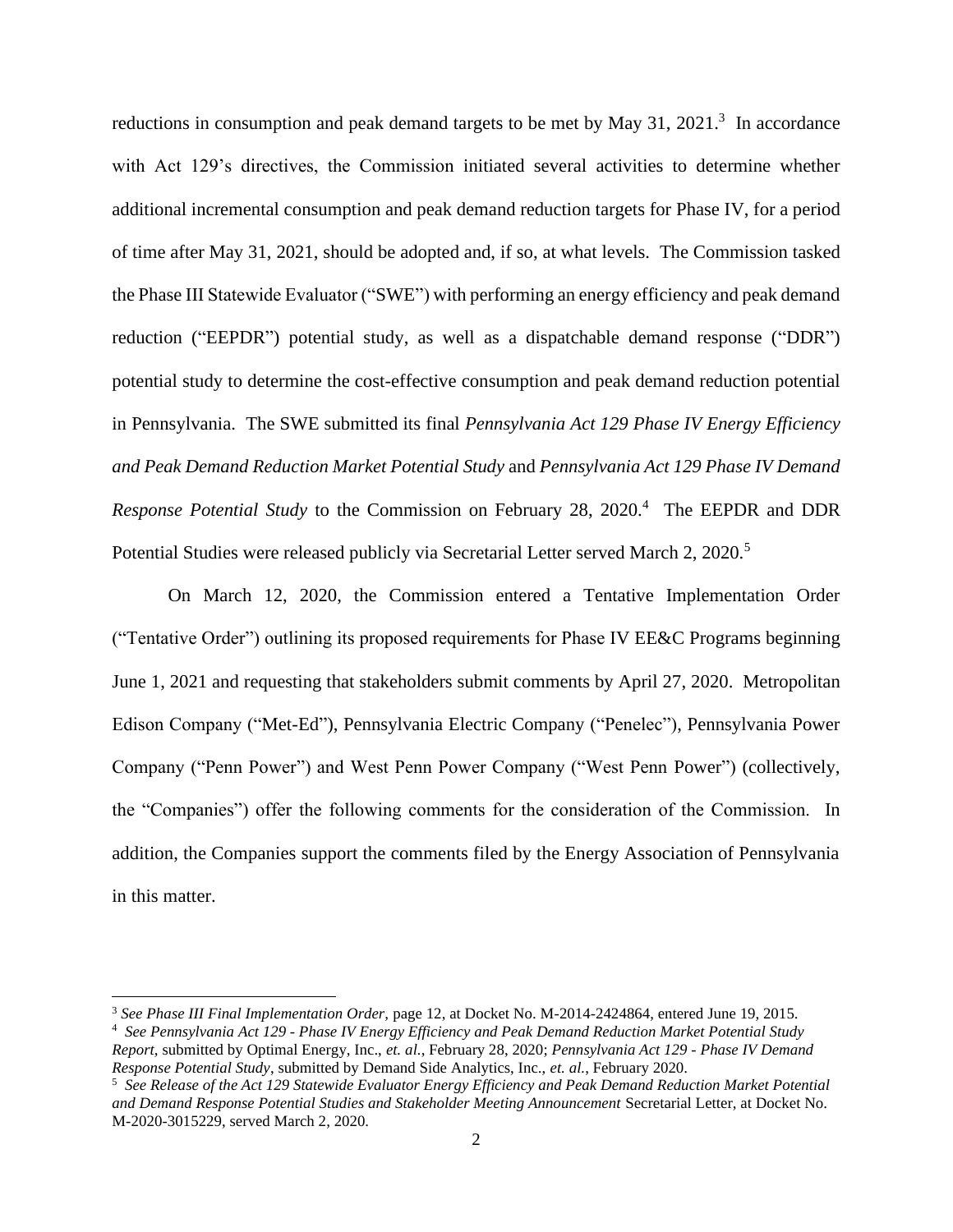reductions in consumption and peak demand targets to be met by May 31, 2021.[3] In accordance with Act 129's directives, the Commission initiated several activities to determine whether additional incremental consumption and peak demand reduction targets for Phase IV, for a period of time after May 31, 2021, should be adopted and, if so, at what levels. The Commission tasked the Phase III Statewide Evaluator ("SWE") with performing an energy efficiency and peak demand reduction ("EEPDR") potential study, as well as a dispatchable demand response ("DDR") potential study to determine the cost-effective consumption and peak demand reduction potential in Pennsylvania. The SWE submitted its final *Pennsylvania Act 129 Phase IV Energy Efficiency and Peak Demand Reduction Market Potential Study* and *Pennsylvania Act 129 Phase IV Demand Response Potential Study* to the Commission on February 28, 2020.[4] The EEPDR and DDR Potential Studies were released publicly via Secretarial Letter served March 2, 2020.[5]

On March 12, 2020, the Commission entered a Tentative Implementation Order ("Tentative Order") outlining its proposed requirements for Phase IV EE&C Programs beginning June 1, 2021 and requesting that stakeholders submit comments by April 27, 2020. Metropolitan Edison Company ("Met-Ed"), Pennsylvania Electric Company ("Penelec"), Pennsylvania Power Company ("Penn Power") and West Penn Power Company ("West Penn Power") (collectively, the "Companies") offer the following comments for the consideration of the Commission. In addition, the Companies support the comments filed by the Energy Association of Pennsylvania in this matter.

---

[3] *See Phase III Final Implementation Order,* page 12, at Docket No. M-2014-2424864, entered June 19, 2015.

[4] *See Pennsylvania Act 129 - Phase IV Energy Efficiency and Peak Demand Reduction Market Potential Study Report*, submitted by Optimal Energy, Inc., *et. al.*, February 28, 2020; *Pennsylvania Act 129 - Phase IV Demand Response Potential Study*, submitted by Demand Side Analytics, Inc., *et. al.*, February 2020.

[5] *See Release of the Act 129 Statewide Evaluator Energy Efficiency and Peak Demand Reduction Market Potential and Demand Response Potential Studies and Stakeholder Meeting Announcement* Secretarial Letter, at Docket No. M-2020-3015229, served March 2, 2020.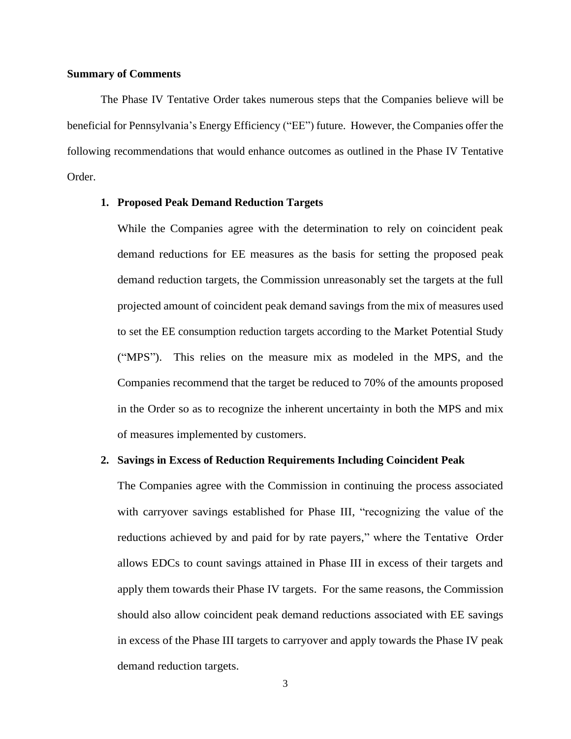**Summary of Comments**

The Phase IV Tentative Order takes numerous steps that the Companies believe will be beneficial for Pennsylvania's Energy Efficiency ("EE") future. However, the Companies offer the following recommendations that would enhance outcomes as outlined in the Phase IV Tentative Order.

1. **Proposed Peak Demand Reduction Targets**

   While the Companies agree with the determination to rely on coincident peak demand reductions for EE measures as the basis for setting the proposed peak demand reduction targets, the Commission unreasonably set the targets at the full projected amount of coincident peak demand savings from the mix of measures used to set the EE consumption reduction targets according to the Market Potential Study ("MPS"). This relies on the measure mix as modeled in the MPS, and the Companies recommend that the target be reduced to 70% of the amounts proposed in the Order so as to recognize the inherent uncertainty in both the MPS and mix of measures implemented by customers.

2. **Savings in Excess of Reduction Requirements Including Coincident Peak**

   The Companies agree with the Commission in continuing the process associated with carryover savings established for Phase III, "recognizing the value of the reductions achieved by and paid for by rate payers," where the Tentative Order allows EDCs to count savings attained in Phase III in excess of their targets and apply them towards their Phase IV targets. For the same reasons, the Commission should also allow coincident peak demand reductions associated with EE savings in excess of the Phase III targets to carryover and apply towards the Phase IV peak demand reduction targets.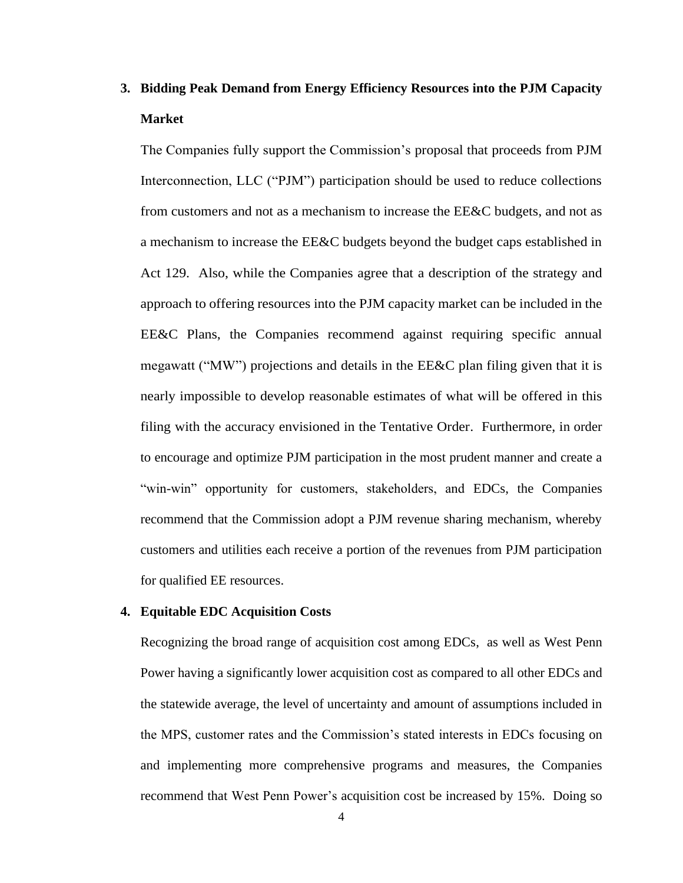**3. Bidding Peak Demand from Energy Efficiency Resources into the PJM Capacity Market**

The Companies fully support the Commission's proposal that proceeds from PJM Interconnection, LLC ("PJM") participation should be used to reduce collections from customers and not as a mechanism to increase the EE&C budgets, and not as a mechanism to increase the EE&C budgets beyond the budget caps established in Act 129. Also, while the Companies agree that a description of the strategy and approach to offering resources into the PJM capacity market can be included in the EE&C Plans, the Companies recommend against requiring specific annual megawatt ("MW") projections and details in the EE&C plan filing given that it is nearly impossible to develop reasonable estimates of what will be offered in this filing with the accuracy envisioned in the Tentative Order. Furthermore, in order to encourage and optimize PJM participation in the most prudent manner and create a "win-win" opportunity for customers, stakeholders, and EDCs, the Companies recommend that the Commission adopt a PJM revenue sharing mechanism, whereby customers and utilities each receive a portion of the revenues from PJM participation for qualified EE resources.

**4. Equitable EDC Acquisition Costs**

Recognizing the broad range of acquisition cost among EDCs, as well as West Penn Power having a significantly lower acquisition cost as compared to all other EDCs and the statewide average, the level of uncertainty and amount of assumptions included in the MPS, customer rates and the Commission's stated interests in EDCs focusing on and implementing more comprehensive programs and measures, the Companies recommend that West Penn Power's acquisition cost be increased by 15%. Doing so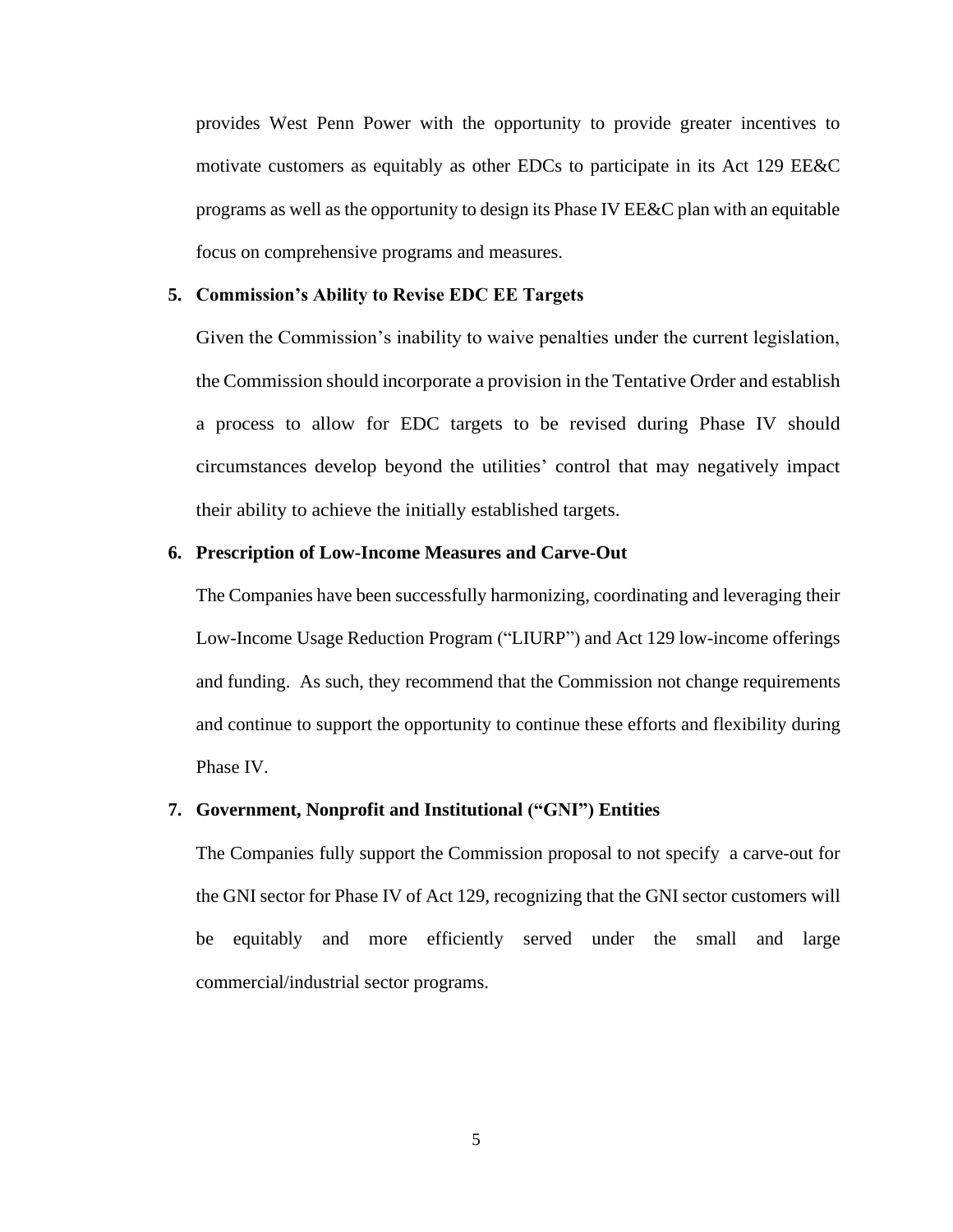provides West Penn Power with the opportunity to provide greater incentives to motivate customers as equitably as other EDCs to participate in its Act 129 EE&C programs as well as the opportunity to design its Phase IV EE&C plan with an equitable focus on comprehensive programs and measures.

**5. Commission's Ability to Revise EDC EE Targets**

Given the Commission's inability to waive penalties under the current legislation, the Commission should incorporate a provision in the Tentative Order and establish a process to allow for EDC targets to be revised during Phase IV should circumstances develop beyond the utilities' control that may negatively impact their ability to achieve the initially established targets.

**6. Prescription of Low-Income Measures and Carve-Out**

The Companies have been successfully harmonizing, coordinating and leveraging their Low-Income Usage Reduction Program ("LIURP") and Act 129 low-income offerings and funding. As such, they recommend that the Commission not change requirements and continue to support the opportunity to continue these efforts and flexibility during Phase IV.

**7. Government, Nonprofit and Institutional ("GNI") Entities**

The Companies fully support the Commission proposal to not specify a carve-out for the GNI sector for Phase IV of Act 129, recognizing that the GNI sector customers will be equitably and more efficiently served under the small and large commercial/industrial sector programs.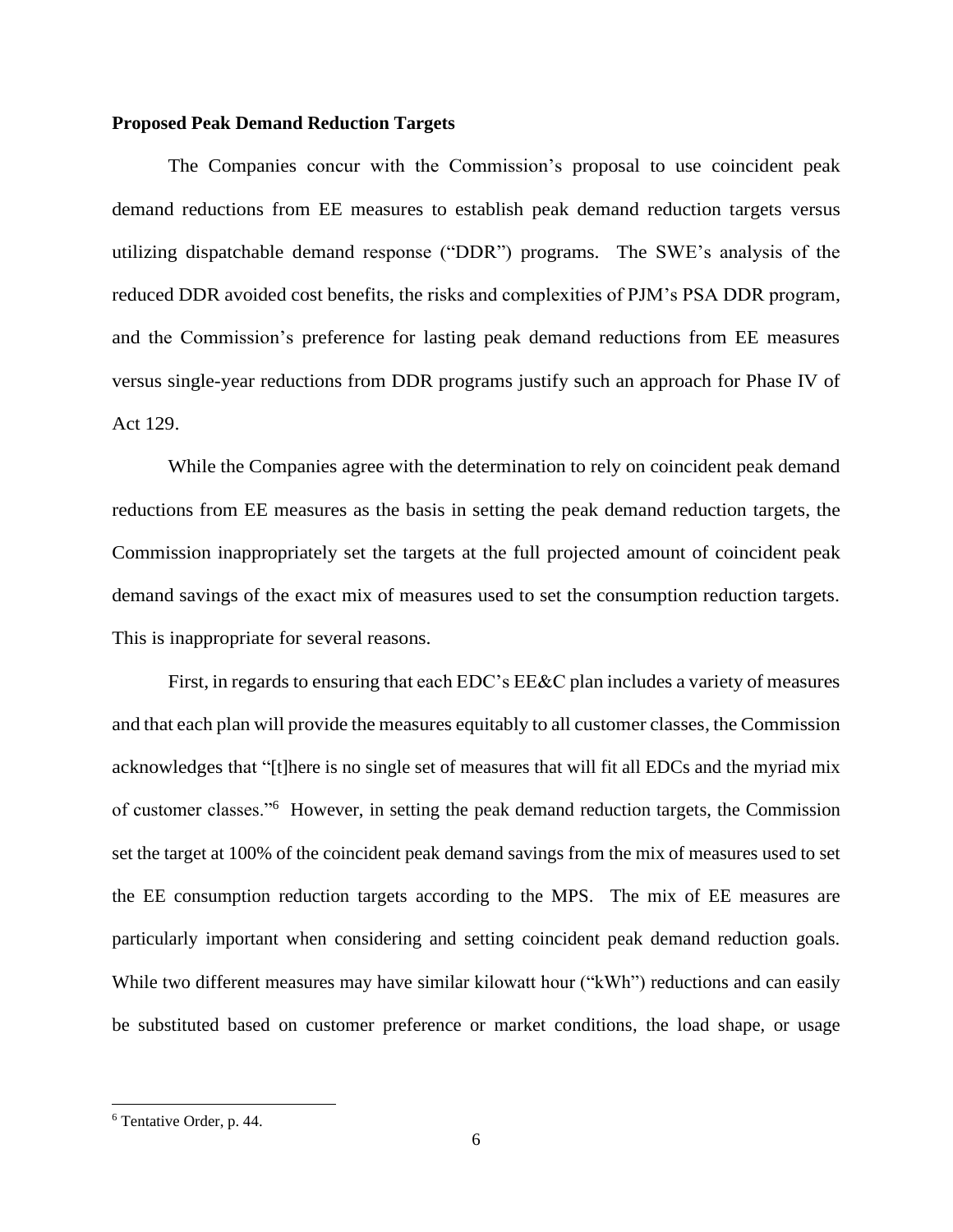**Proposed Peak Demand Reduction Targets**

The Companies concur with the Commission's proposal to use coincident peak demand reductions from EE measures to establish peak demand reduction targets versus utilizing dispatchable demand response ("DDR") programs. The SWE's analysis of the reduced DDR avoided cost benefits, the risks and complexities of PJM's PSA DDR program, and the Commission's preference for lasting peak demand reductions from EE measures versus single-year reductions from DDR programs justify such an approach for Phase IV of Act 129.

While the Companies agree with the determination to rely on coincident peak demand reductions from EE measures as the basis in setting the peak demand reduction targets, the Commission inappropriately set the targets at the full projected amount of coincident peak demand savings of the exact mix of measures used to set the consumption reduction targets. This is inappropriate for several reasons.

First, in regards to ensuring that each EDC's EE&C plan includes a variety of measures and that each plan will provide the measures equitably to all customer classes, the Commission acknowledges that "[t]here is no single set of measures that will fit all EDCs and the myriad mix of customer classes."[6] However, in setting the peak demand reduction targets, the Commission set the target at 100% of the coincident peak demand savings from the mix of measures used to set the EE consumption reduction targets according to the MPS. The mix of EE measures are particularly important when considering and setting coincident peak demand reduction goals. While two different measures may have similar kilowatt hour ("kWh") reductions and can easily be substituted based on customer preference or market conditions, the load shape, or usage

[6] Tentative Order, p. 44.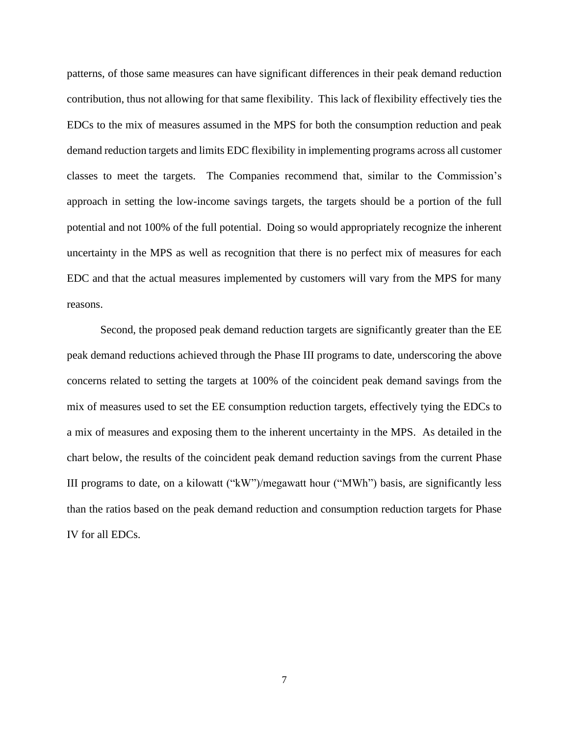patterns, of those same measures can have significant differences in their peak demand reduction contribution, thus not allowing for that same flexibility. This lack of flexibility effectively ties the EDCs to the mix of measures assumed in the MPS for both the consumption reduction and peak demand reduction targets and limits EDC flexibility in implementing programs across all customer classes to meet the targets. The Companies recommend that, similar to the Commission's approach in setting the low-income savings targets, the targets should be a portion of the full potential and not 100% of the full potential. Doing so would appropriately recognize the inherent uncertainty in the MPS as well as recognition that there is no perfect mix of measures for each EDC and that the actual measures implemented by customers will vary from the MPS for many reasons.

Second, the proposed peak demand reduction targets are significantly greater than the EE peak demand reductions achieved through the Phase III programs to date, underscoring the above concerns related to setting the targets at 100% of the coincident peak demand savings from the mix of measures used to set the EE consumption reduction targets, effectively tying the EDCs to a mix of measures and exposing them to the inherent uncertainty in the MPS. As detailed in the chart below, the results of the coincident peak demand reduction savings from the current Phase III programs to date, on a kilowatt ("kW")/megawatt hour ("MWh") basis, are significantly less than the ratios based on the peak demand reduction and consumption reduction targets for Phase IV for all EDCs.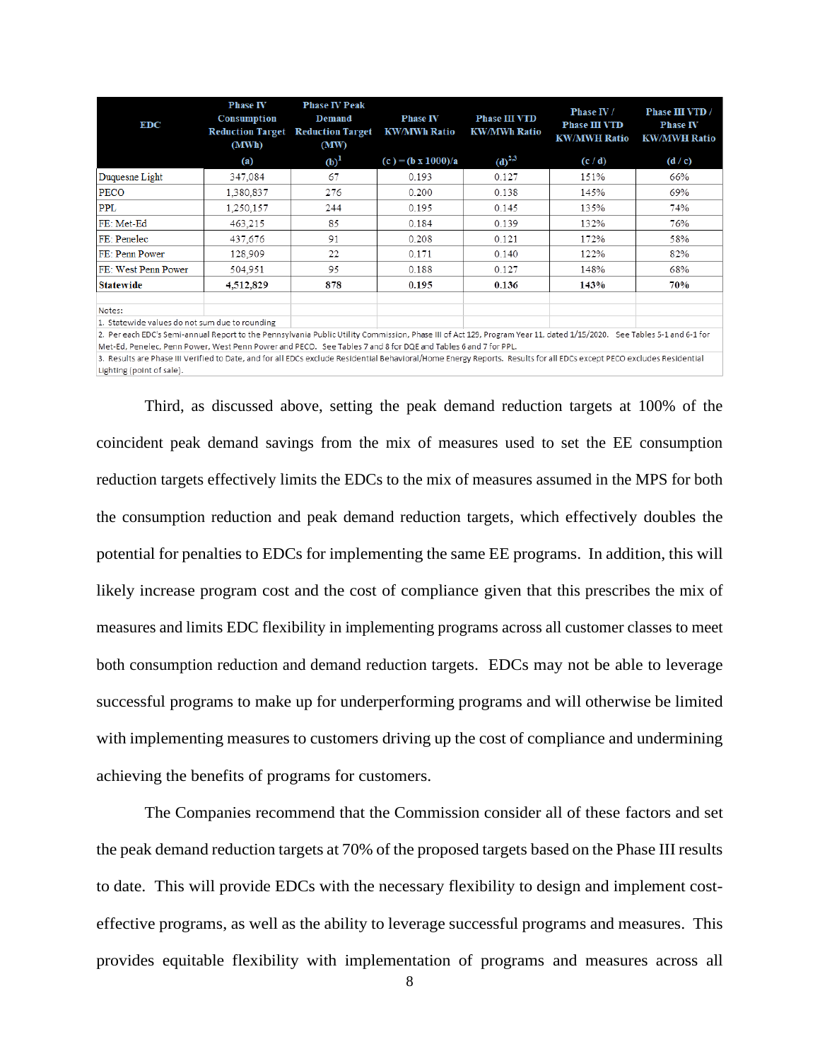| EDC | Phase IV Consumption Reduction Target (MWh) | Phase IV Peak Demand Reduction Target (MW) | Phase IV KW/MWh Ratio | Phase III VTD KW/MWh Ratio | Phase IV / Phase III VTD KW/MWH Ratio | Phase III VTD / Phase IV KW/MWH Ratio |
|---|---|---|---|---|---|---|
| | (a) | (b)[1] | (c ) = (b x 1000)/a | (d)[2,3] | (c / d) | (d / c) |
| Duquesne Light | 347,084 | 67 | 0.193 | 0.127 | 151% | 66% |
| PECO | 1,380,837 | 276 | 0.200 | 0.138 | 145% | 69% |
| PPL | 1,250,157 | 244 | 0.195 | 0.145 | 135% | 74% |
| FE: Met-Ed | 463,215 | 85 | 0.184 | 0.139 | 132% | 76% |
| FE: Penelec | 437,676 | 91 | 0.208 | 0.121 | 172% | 58% |
| FE: Penn Power | 128,909 | 22 | 0.171 | 0.140 | 122% | 82% |
| FE: West Penn Power | 504,951 | 95 | 0.188 | 0.127 | 148% | 68% |
| **Statewide** | **4,512,829** | **878** | **0.195** | **0.136** | **143%** | **70%** |

Notes:
1. Statewide values do not sum due to rounding
2. Per each EDC's Semi-annual Report to the Pennsylvania Public Utility Commission, Phase III of Act 129, Program Year 11, dated 1/15/2020. See Tables 5-1 and 6-1 for Met-Ed, Penelec, Penn Power, West Penn Power and PECO. See Tables 7 and 8 for DQE and Tables 6 and 7 for PPL.
3. Results are Phase III Verified to Date, and for all EDCs exclude Residential Behavioral/Home Energy Reports. Results for all EDCs except PECO excludes Residential Lighting (point of sale).

Third, as discussed above, setting the peak demand reduction targets at 100% of the coincident peak demand savings from the mix of measures used to set the EE consumption reduction targets effectively limits the EDCs to the mix of measures assumed in the MPS for both the consumption reduction and peak demand reduction targets, which effectively doubles the potential for penalties to EDCs for implementing the same EE programs. In addition, this will likely increase program cost and the cost of compliance given that this prescribes the mix of measures and limits EDC flexibility in implementing programs across all customer classes to meet both consumption reduction and demand reduction targets. EDCs may not be able to leverage successful programs to make up for underperforming programs and will otherwise be limited with implementing measures to customers driving up the cost of compliance and undermining achieving the benefits of programs for customers.

The Companies recommend that the Commission consider all of these factors and set the peak demand reduction targets at 70% of the proposed targets based on the Phase III results to date. This will provide EDCs with the necessary flexibility to design and implement cost-effective programs, as well as the ability to leverage successful programs and measures. This provides equitable flexibility with implementation of programs and measures across all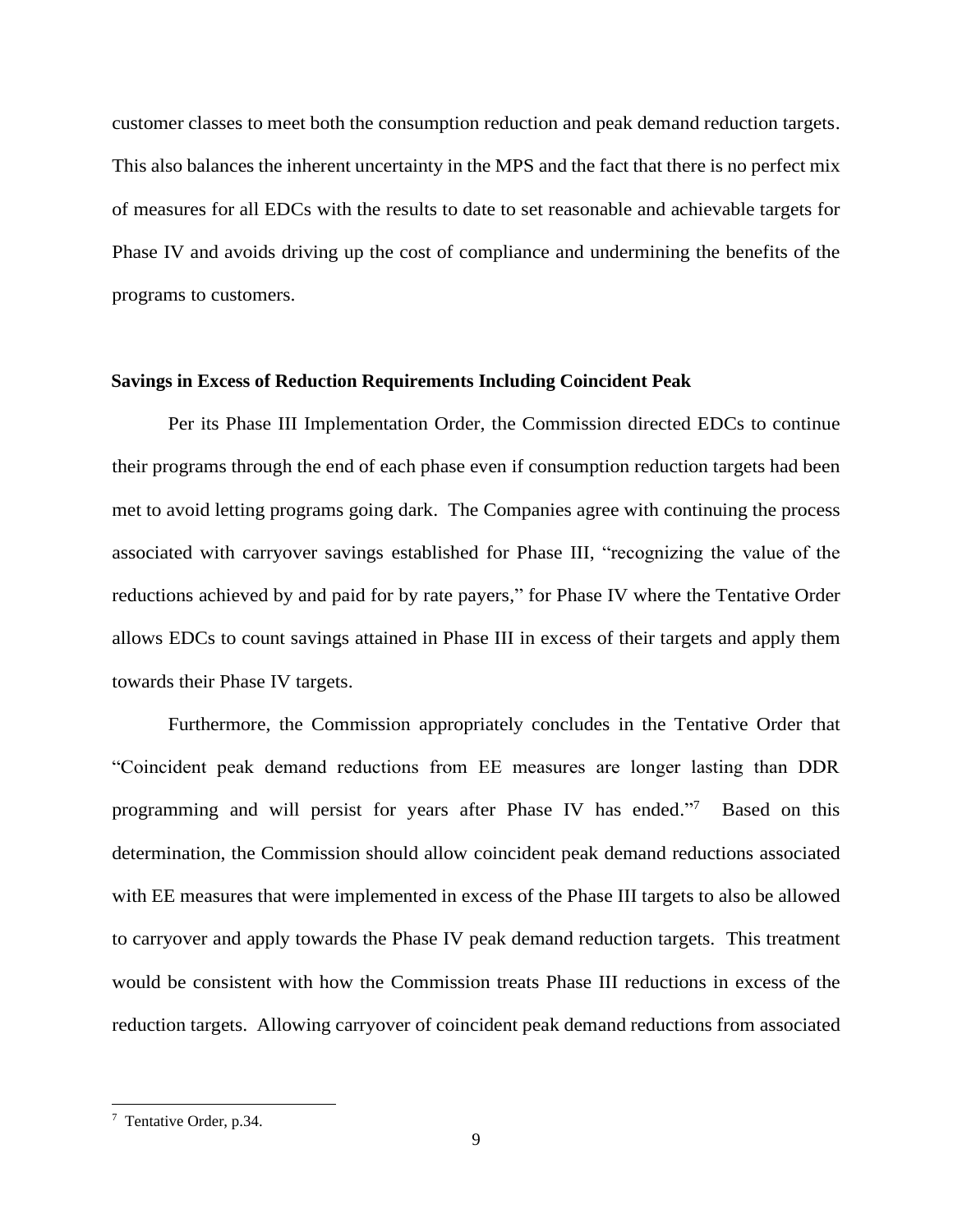customer classes to meet both the consumption reduction and peak demand reduction targets. This also balances the inherent uncertainty in the MPS and the fact that there is no perfect mix of measures for all EDCs with the results to date to set reasonable and achievable targets for Phase IV and avoids driving up the cost of compliance and undermining the benefits of the programs to customers.

**Savings in Excess of Reduction Requirements Including Coincident Peak**

Per its Phase III Implementation Order, the Commission directed EDCs to continue their programs through the end of each phase even if consumption reduction targets had been met to avoid letting programs going dark. The Companies agree with continuing the process associated with carryover savings established for Phase III, "recognizing the value of the reductions achieved by and paid for by rate payers," for Phase IV where the Tentative Order allows EDCs to count savings attained in Phase III in excess of their targets and apply them towards their Phase IV targets.

Furthermore, the Commission appropriately concludes in the Tentative Order that "Coincident peak demand reductions from EE measures are longer lasting than DDR programming and will persist for years after Phase IV has ended."[7] Based on this determination, the Commission should allow coincident peak demand reductions associated with EE measures that were implemented in excess of the Phase III targets to also be allowed to carryover and apply towards the Phase IV peak demand reduction targets. This treatment would be consistent with how the Commission treats Phase III reductions in excess of the reduction targets. Allowing carryover of coincident peak demand reductions from associated

[7] Tentative Order, p.34.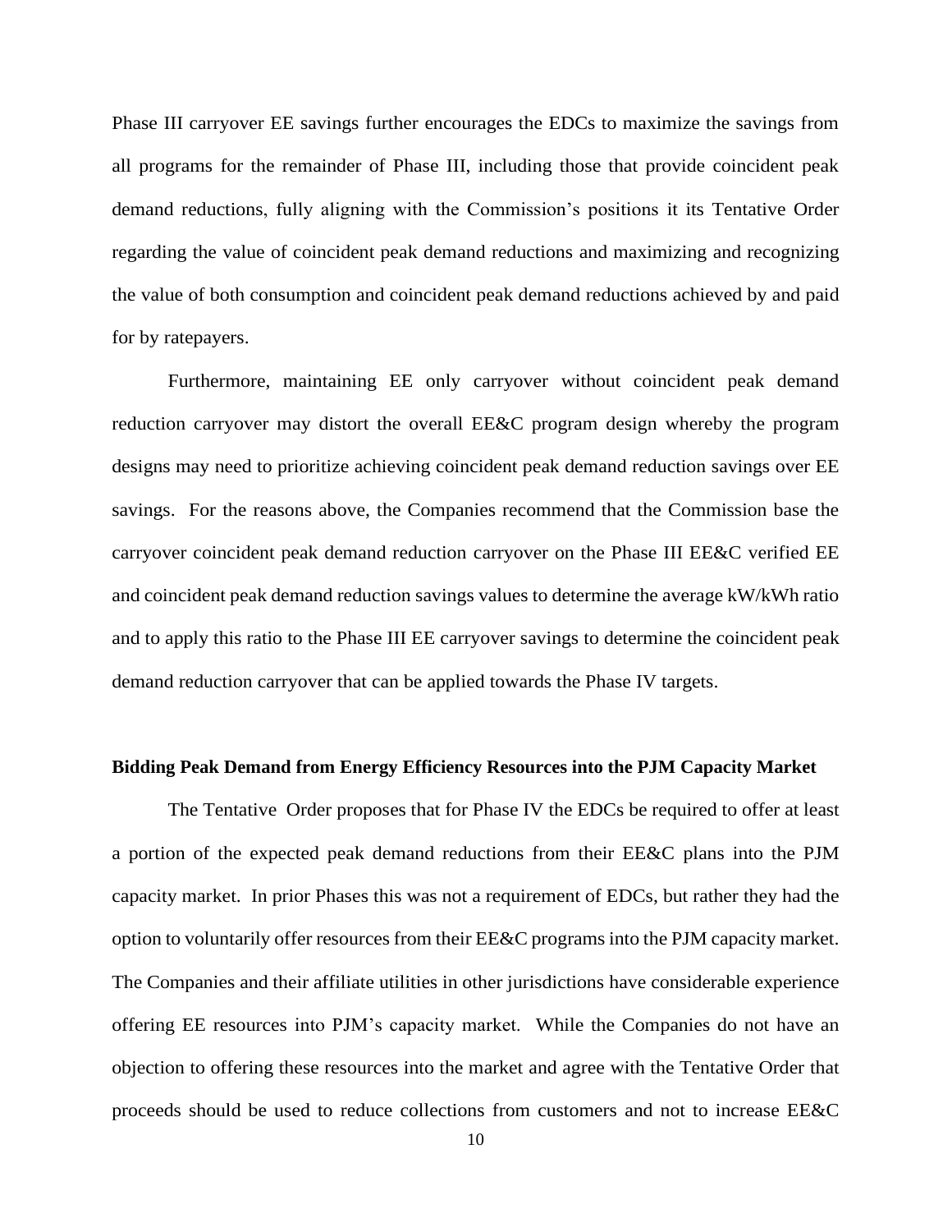Phase III carryover EE savings further encourages the EDCs to maximize the savings from all programs for the remainder of Phase III, including those that provide coincident peak demand reductions, fully aligning with the Commission's positions it its Tentative Order regarding the value of coincident peak demand reductions and maximizing and recognizing the value of both consumption and coincident peak demand reductions achieved by and paid for by ratepayers.

Furthermore, maintaining EE only carryover without coincident peak demand reduction carryover may distort the overall EE&C program design whereby the program designs may need to prioritize achieving coincident peak demand reduction savings over EE savings. For the reasons above, the Companies recommend that the Commission base the carryover coincident peak demand reduction carryover on the Phase III EE&C verified EE and coincident peak demand reduction savings values to determine the average kW/kWh ratio and to apply this ratio to the Phase III EE carryover savings to determine the coincident peak demand reduction carryover that can be applied towards the Phase IV targets.

**Bidding Peak Demand from Energy Efficiency Resources into the PJM Capacity Market**

The Tentative Order proposes that for Phase IV the EDCs be required to offer at least a portion of the expected peak demand reductions from their EE&C plans into the PJM capacity market. In prior Phases this was not a requirement of EDCs, but rather they had the option to voluntarily offer resources from their EE&C programs into the PJM capacity market. The Companies and their affiliate utilities in other jurisdictions have considerable experience offering EE resources into PJM's capacity market. While the Companies do not have an objection to offering these resources into the market and agree with the Tentative Order that proceeds should be used to reduce collections from customers and not to increase EE&C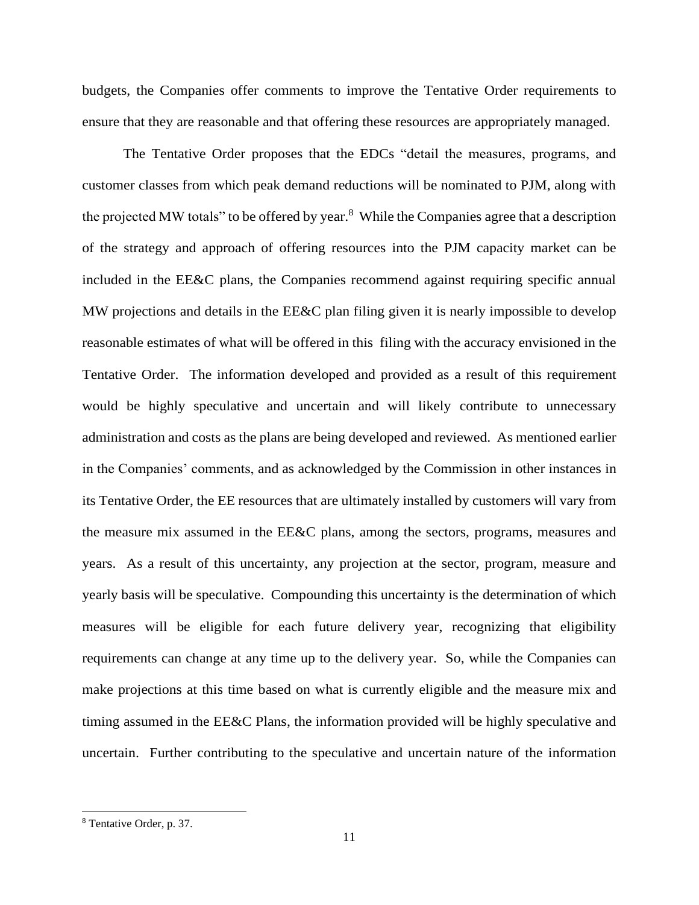budgets, the Companies offer comments to improve the Tentative Order requirements to ensure that they are reasonable and that offering these resources are appropriately managed.

The Tentative Order proposes that the EDCs "detail the measures, programs, and customer classes from which peak demand reductions will be nominated to PJM, along with the projected MW totals" to be offered by year.[8] While the Companies agree that a description of the strategy and approach of offering resources into the PJM capacity market can be included in the EE&C plans, the Companies recommend against requiring specific annual MW projections and details in the EE&C plan filing given it is nearly impossible to develop reasonable estimates of what will be offered in this filing with the accuracy envisioned in the Tentative Order. The information developed and provided as a result of this requirement would be highly speculative and uncertain and will likely contribute to unnecessary administration and costs as the plans are being developed and reviewed. As mentioned earlier in the Companies' comments, and as acknowledged by the Commission in other instances in its Tentative Order, the EE resources that are ultimately installed by customers will vary from the measure mix assumed in the EE&C plans, among the sectors, programs, measures and years. As a result of this uncertainty, any projection at the sector, program, measure and yearly basis will be speculative. Compounding this uncertainty is the determination of which measures will be eligible for each future delivery year, recognizing that eligibility requirements can change at any time up to the delivery year. So, while the Companies can make projections at this time based on what is currently eligible and the measure mix and timing assumed in the EE&C Plans, the information provided will be highly speculative and uncertain. Further contributing to the speculative and uncertain nature of the information

[8] Tentative Order, p. 37.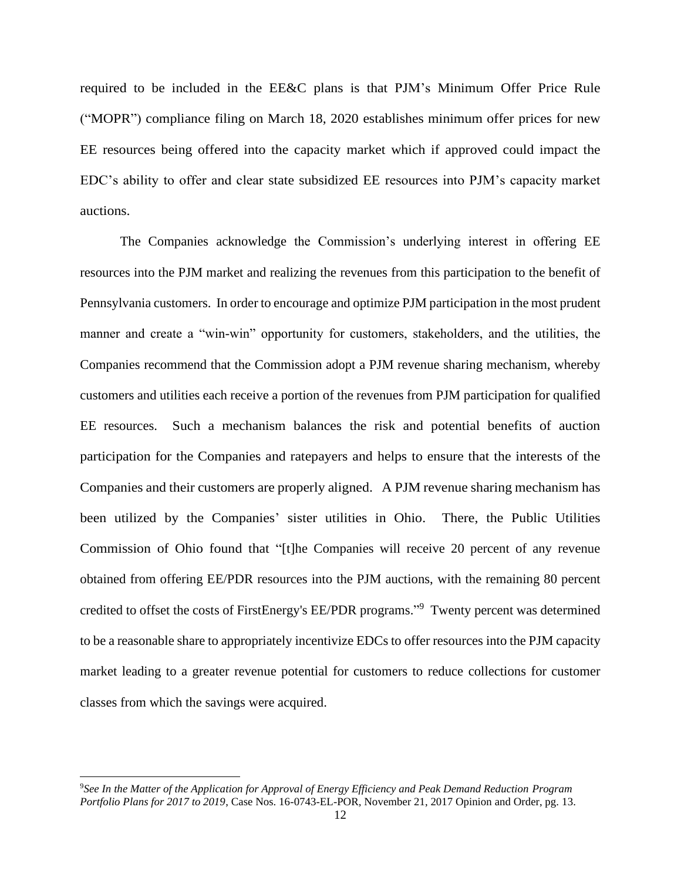required to be included in the EE&C plans is that PJM's Minimum Offer Price Rule ("MOPR") compliance filing on March 18, 2020 establishes minimum offer prices for new EE resources being offered into the capacity market which if approved could impact the EDC's ability to offer and clear state subsidized EE resources into PJM's capacity market auctions.

The Companies acknowledge the Commission's underlying interest in offering EE resources into the PJM market and realizing the revenues from this participation to the benefit of Pennsylvania customers. In order to encourage and optimize PJM participation in the most prudent manner and create a "win-win" opportunity for customers, stakeholders, and the utilities, the Companies recommend that the Commission adopt a PJM revenue sharing mechanism, whereby customers and utilities each receive a portion of the revenues from PJM participation for qualified EE resources. Such a mechanism balances the risk and potential benefits of auction participation for the Companies and ratepayers and helps to ensure that the interests of the Companies and their customers are properly aligned. A PJM revenue sharing mechanism has been utilized by the Companies' sister utilities in Ohio. There, the Public Utilities Commission of Ohio found that "[t]he Companies will receive 20 percent of any revenue obtained from offering EE/PDR resources into the PJM auctions, with the remaining 80 percent credited to offset the costs of FirstEnergy's EE/PDR programs."[9] Twenty percent was determined to be a reasonable share to appropriately incentivize EDCs to offer resources into the PJM capacity market leading to a greater revenue potential for customers to reduce collections for customer classes from which the savings were acquired.

---

[9]*See In the Matter of the Application for Approval of Energy Efficiency and Peak Demand Reduction Program Portfolio Plans for 2017 to 2019*, Case Nos. 16-0743-EL-POR, November 21, 2017 Opinion and Order, pg. 13.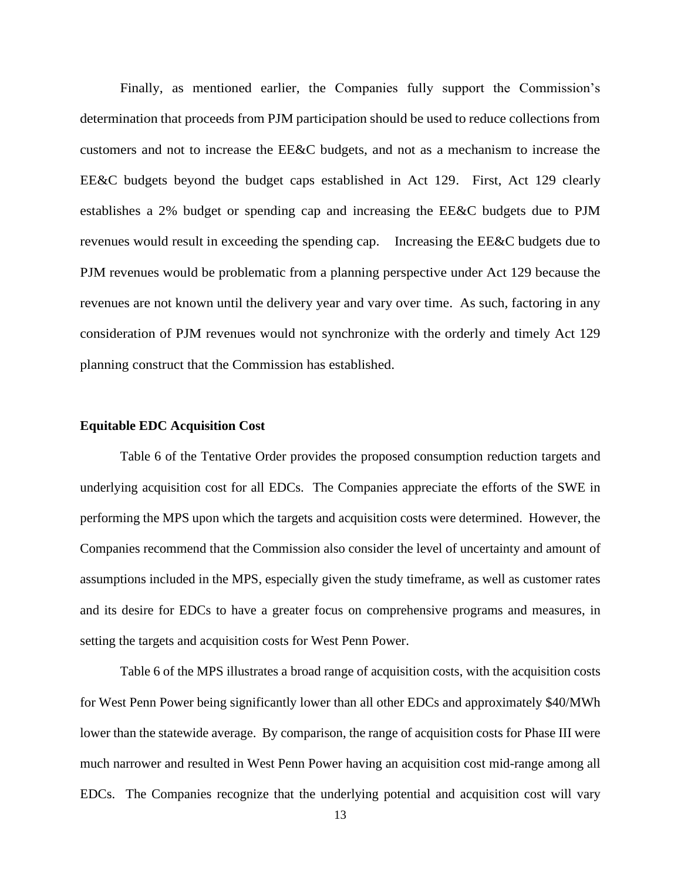Finally, as mentioned earlier, the Companies fully support the Commission's determination that proceeds from PJM participation should be used to reduce collections from customers and not to increase the EE&C budgets, and not as a mechanism to increase the EE&C budgets beyond the budget caps established in Act 129. First, Act 129 clearly establishes a 2% budget or spending cap and increasing the EE&C budgets due to PJM revenues would result in exceeding the spending cap. Increasing the EE&C budgets due to PJM revenues would be problematic from a planning perspective under Act 129 because the revenues are not known until the delivery year and vary over time. As such, factoring in any consideration of PJM revenues would not synchronize with the orderly and timely Act 129 planning construct that the Commission has established.

**Equitable EDC Acquisition Cost**

Table 6 of the Tentative Order provides the proposed consumption reduction targets and underlying acquisition cost for all EDCs. The Companies appreciate the efforts of the SWE in performing the MPS upon which the targets and acquisition costs were determined. However, the Companies recommend that the Commission also consider the level of uncertainty and amount of assumptions included in the MPS, especially given the study timeframe, as well as customer rates and its desire for EDCs to have a greater focus on comprehensive programs and measures, in setting the targets and acquisition costs for West Penn Power.

Table 6 of the MPS illustrates a broad range of acquisition costs, with the acquisition costs for West Penn Power being significantly lower than all other EDCs and approximately $40/MWh lower than the statewide average. By comparison, the range of acquisition costs for Phase III were much narrower and resulted in West Penn Power having an acquisition cost mid-range among all EDCs. The Companies recognize that the underlying potential and acquisition cost will vary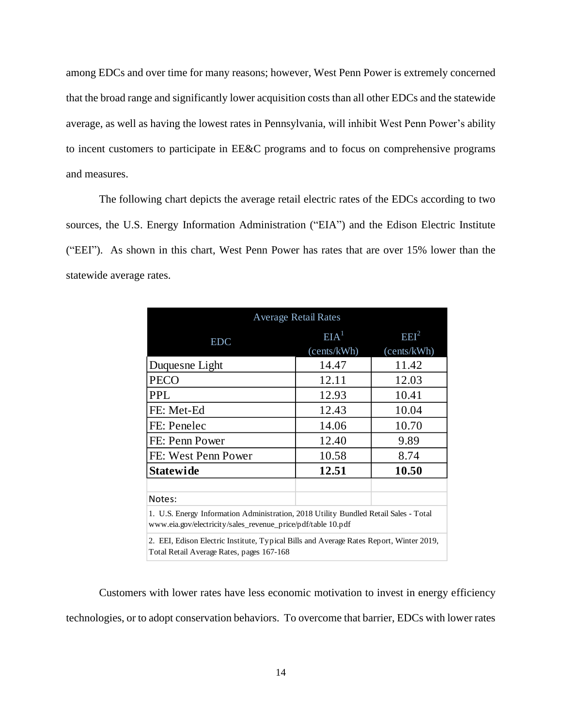among EDCs and over time for many reasons; however, West Penn Power is extremely concerned that the broad range and significantly lower acquisition costs than all other EDCs and the statewide average, as well as having the lowest rates in Pennsylvania, will inhibit West Penn Power's ability to incent customers to participate in EE&C programs and to focus on comprehensive programs and measures.

The following chart depicts the average retail electric rates of the EDCs according to two sources, the U.S. Energy Information Administration ("EIA") and the Edison Electric Institute ("EEI"). As shown in this chart, West Penn Power has rates that are over 15% lower than the statewide average rates.

| Average Retail Rates | | |
|---|---|---|
| EDC | EIA[1] (cents/kWh) | EEI[2] (cents/kWh) |
| Duquesne Light | 14.47 | 11.42 |
| PECO | 12.11 | 12.03 |
| PPL | 12.93 | 10.41 |
| FE: Met-Ed | 12.43 | 10.04 |
| FE: Penelec | 14.06 | 10.70 |
| FE: Penn Power | 12.40 | 9.89 |
| FE: West Penn Power | 10.58 | 8.74 |
| **Statewide** | **12.51** | **10.50** |

Notes:

1. U.S. Energy Information Administration, 2018 Utility Bundled Retail Sales - Total www.eia.gov/electricity/sales_revenue_price/pdf/table 10.pdf

2. EEI, Edison Electric Institute, Typical Bills and Average Rates Report, Winter 2019, Total Retail Average Rates, pages 167-168

Customers with lower rates have less economic motivation to invest in energy efficiency technologies, or to adopt conservation behaviors. To overcome that barrier, EDCs with lower rates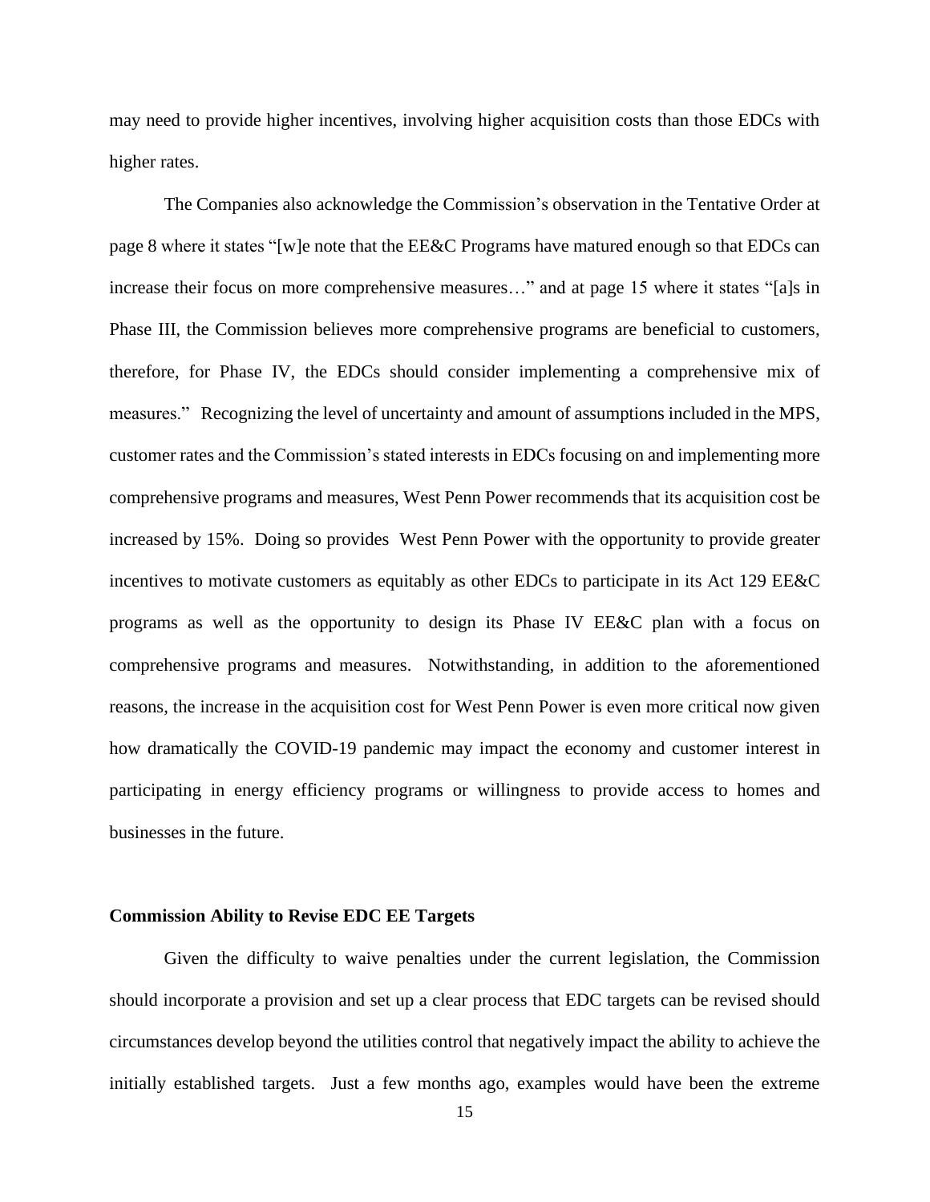may need to provide higher incentives, involving higher acquisition costs than those EDCs with higher rates.

The Companies also acknowledge the Commission's observation in the Tentative Order at page 8 where it states "[w]e note that the EE&C Programs have matured enough so that EDCs can increase their focus on more comprehensive measures…" and at page 15 where it states "[a]s in Phase III, the Commission believes more comprehensive programs are beneficial to customers, therefore, for Phase IV, the EDCs should consider implementing a comprehensive mix of measures." Recognizing the level of uncertainty and amount of assumptions included in the MPS, customer rates and the Commission's stated interests in EDCs focusing on and implementing more comprehensive programs and measures, West Penn Power recommends that its acquisition cost be increased by 15%. Doing so provides West Penn Power with the opportunity to provide greater incentives to motivate customers as equitably as other EDCs to participate in its Act 129 EE&C programs as well as the opportunity to design its Phase IV EE&C plan with a focus on comprehensive programs and measures. Notwithstanding, in addition to the aforementioned reasons, the increase in the acquisition cost for West Penn Power is even more critical now given how dramatically the COVID-19 pandemic may impact the economy and customer interest in participating in energy efficiency programs or willingness to provide access to homes and businesses in the future.

**Commission Ability to Revise EDC EE Targets**

Given the difficulty to waive penalties under the current legislation, the Commission should incorporate a provision and set up a clear process that EDC targets can be revised should circumstances develop beyond the utilities control that negatively impact the ability to achieve the initially established targets. Just a few months ago, examples would have been the extreme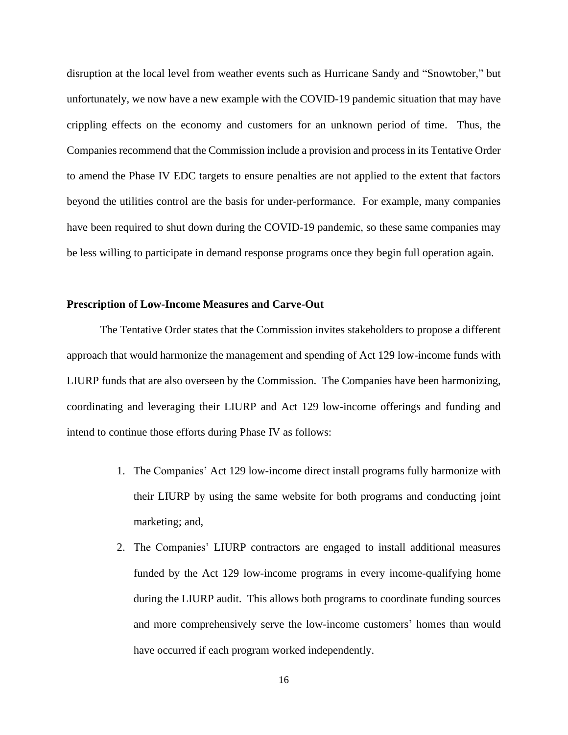disruption at the local level from weather events such as Hurricane Sandy and "Snowtober," but unfortunately, we now have a new example with the COVID-19 pandemic situation that may have crippling effects on the economy and customers for an unknown period of time. Thus, the Companies recommend that the Commission include a provision and process in its Tentative Order to amend the Phase IV EDC targets to ensure penalties are not applied to the extent that factors beyond the utilities control are the basis for under-performance. For example, many companies have been required to shut down during the COVID-19 pandemic, so these same companies may be less willing to participate in demand response programs once they begin full operation again.

**Prescription of Low-Income Measures and Carve-Out**

The Tentative Order states that the Commission invites stakeholders to propose a different approach that would harmonize the management and spending of Act 129 low-income funds with LIURP funds that are also overseen by the Commission. The Companies have been harmonizing, coordinating and leveraging their LIURP and Act 129 low-income offerings and funding and intend to continue those efforts during Phase IV as follows:

1. The Companies' Act 129 low-income direct install programs fully harmonize with their LIURP by using the same website for both programs and conducting joint marketing; and,
2. The Companies' LIURP contractors are engaged to install additional measures funded by the Act 129 low-income programs in every income-qualifying home during the LIURP audit. This allows both programs to coordinate funding sources and more comprehensively serve the low-income customers' homes than would have occurred if each program worked independently.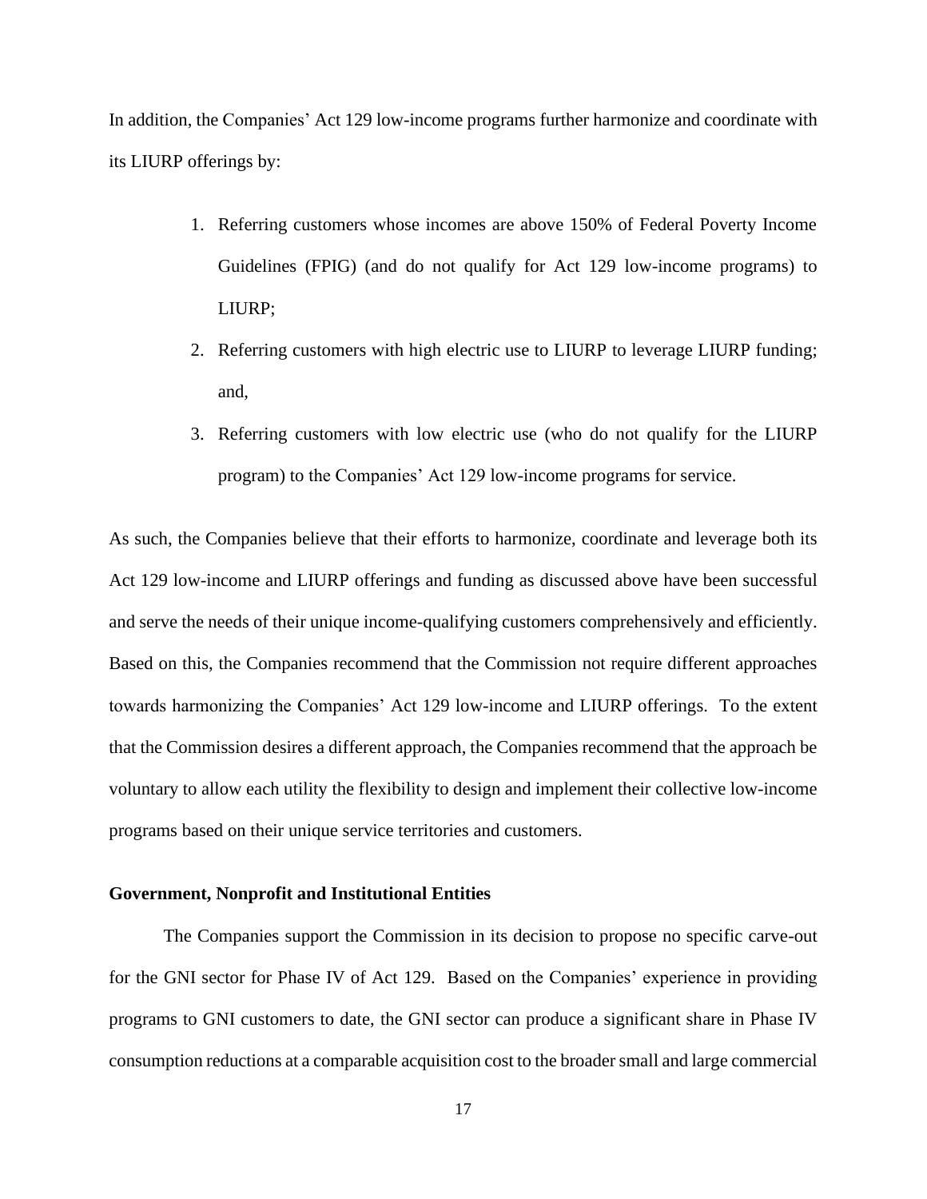In addition, the Companies' Act 129 low-income programs further harmonize and coordinate with its LIURP offerings by:

1. Referring customers whose incomes are above 150% of Federal Poverty Income Guidelines (FPIG) (and do not qualify for Act 129 low-income programs) to LIURP;
2. Referring customers with high electric use to LIURP to leverage LIURP funding; and,
3. Referring customers with low electric use (who do not qualify for the LIURP program) to the Companies' Act 129 low-income programs for service.

As such, the Companies believe that their efforts to harmonize, coordinate and leverage both its Act 129 low-income and LIURP offerings and funding as discussed above have been successful and serve the needs of their unique income-qualifying customers comprehensively and efficiently. Based on this, the Companies recommend that the Commission not require different approaches towards harmonizing the Companies' Act 129 low-income and LIURP offerings. To the extent that the Commission desires a different approach, the Companies recommend that the approach be voluntary to allow each utility the flexibility to design and implement their collective low-income programs based on their unique service territories and customers.

**Government, Nonprofit and Institutional Entities**

The Companies support the Commission in its decision to propose no specific carve-out for the GNI sector for Phase IV of Act 129. Based on the Companies' experience in providing programs to GNI customers to date, the GNI sector can produce a significant share in Phase IV consumption reductions at a comparable acquisition cost to the broader small and large commercial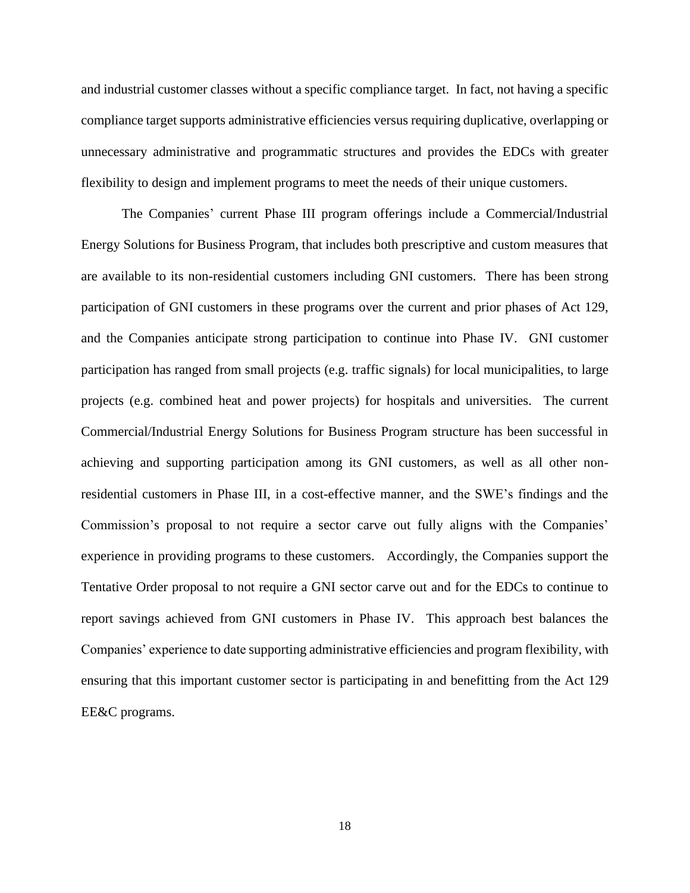and industrial customer classes without a specific compliance target. In fact, not having a specific compliance target supports administrative efficiencies versus requiring duplicative, overlapping or unnecessary administrative and programmatic structures and provides the EDCs with greater flexibility to design and implement programs to meet the needs of their unique customers.

The Companies' current Phase III program offerings include a Commercial/Industrial Energy Solutions for Business Program, that includes both prescriptive and custom measures that are available to its non-residential customers including GNI customers. There has been strong participation of GNI customers in these programs over the current and prior phases of Act 129, and the Companies anticipate strong participation to continue into Phase IV. GNI customer participation has ranged from small projects (e.g. traffic signals) for local municipalities, to large projects (e.g. combined heat and power projects) for hospitals and universities. The current Commercial/Industrial Energy Solutions for Business Program structure has been successful in achieving and supporting participation among its GNI customers, as well as all other non-residential customers in Phase III, in a cost-effective manner, and the SWE's findings and the Commission's proposal to not require a sector carve out fully aligns with the Companies' experience in providing programs to these customers. Accordingly, the Companies support the Tentative Order proposal to not require a GNI sector carve out and for the EDCs to continue to report savings achieved from GNI customers in Phase IV. This approach best balances the Companies' experience to date supporting administrative efficiencies and program flexibility, with ensuring that this important customer sector is participating in and benefitting from the Act 129 EE&C programs.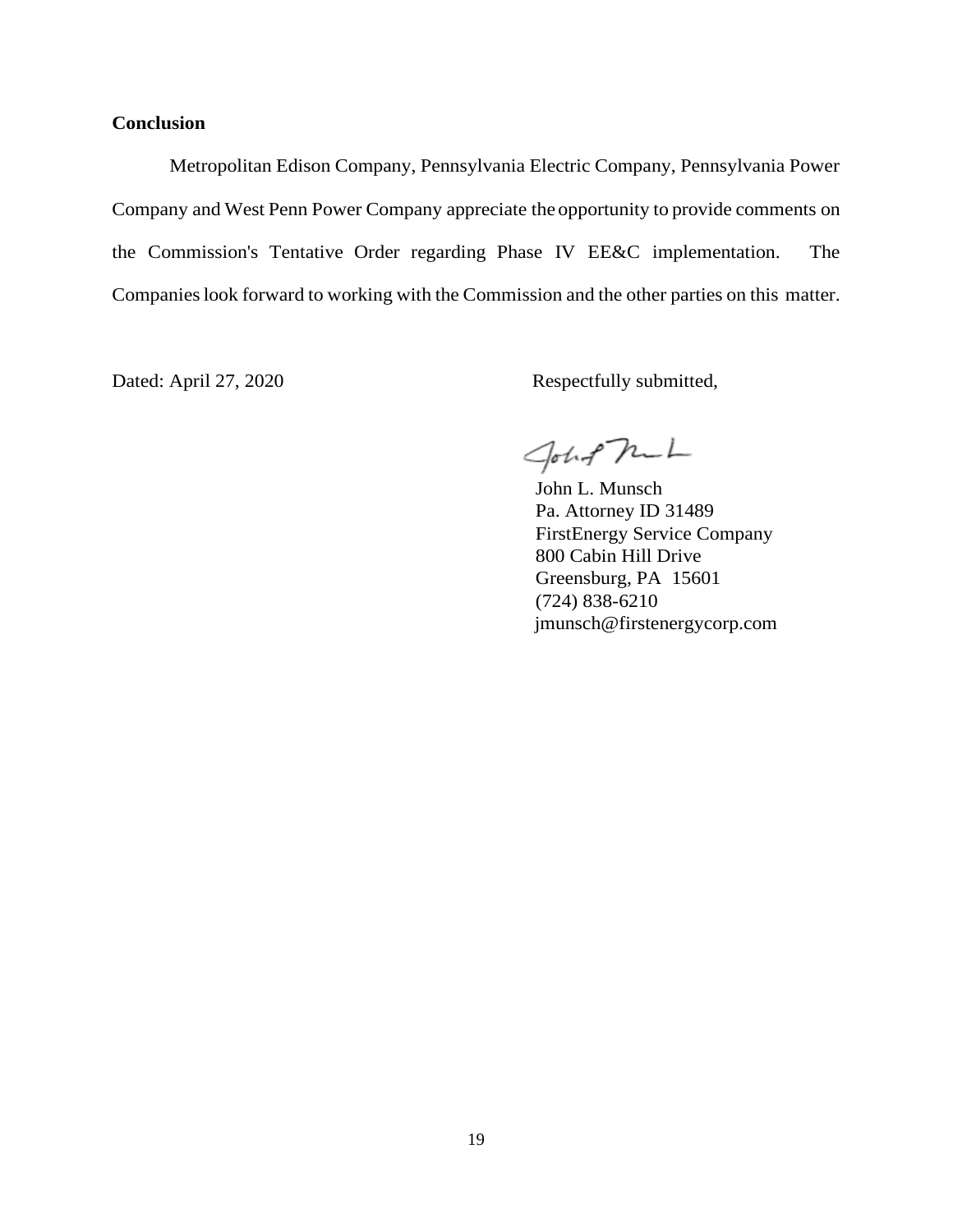**Conclusion**

Metropolitan Edison Company, Pennsylvania Electric Company, Pennsylvania Power Company and West Penn Power Company appreciate the opportunity to provide comments on the Commission's Tentative Order regarding Phase IV EE&C implementation. The Companies look forward to working with the Commission and the other parties on this matter.

Dated: April 27, 2020

Respectfully submitted,

John L. Munsch
Pa. Attorney ID 31489
FirstEnergy Service Company
800 Cabin Hill Drive
Greensburg, PA 15601
(724) 838-6210
jmunsch@firstenergycorp.com